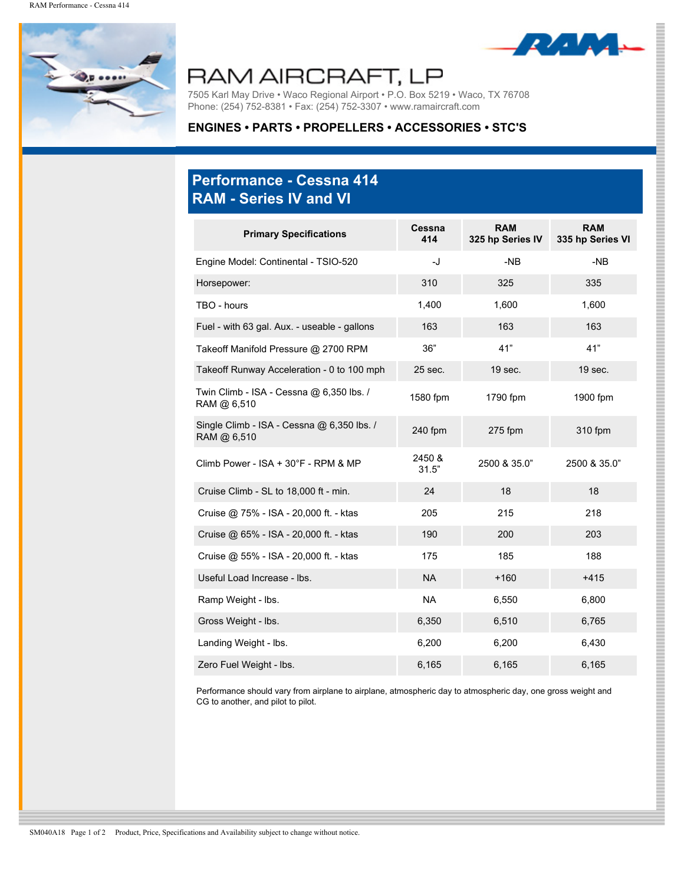# RAM AIRCRAFT, LP

7505 Karl May Drive • Waco Regional Airport • P.O. Box 5219 • Waco, TX 76708
Phone: (254) 752-8381 • Fax: (254) 752-3307 • www.ramaircraft.com

**ENGINES • PARTS • PROPELLERS • ACCESSORIES • STC'S**

## Performance - Cessna 414
## RAM - Series IV and VI

| Primary Specifications | Cessna 414 | RAM 325 hp Series IV | RAM 335 hp Series VI |
|---|---|---|---|
| Engine Model: Continental - TSIO-520 | -J | -NB | -NB |
| Horsepower: | 310 | 325 | 335 |
| TBO - hours | 1,400 | 1,600 | 1,600 |
| Fuel - with 63 gal. Aux. - useable - gallons | 163 | 163 | 163 |
| Takeoff Manifold Pressure @ 2700 RPM | 36” | 41” | 41” |
| Takeoff Runway Acceleration - 0 to 100 mph | 25 sec. | 19 sec. | 19 sec. |
| Twin Climb - ISA - Cessna @ 6,350 lbs. / RAM @ 6,510 | 1580 fpm | 1790 fpm | 1900 fpm |
| Single Climb - ISA - Cessna @ 6,350 lbs. / RAM @ 6,510 | 240 fpm | 275 fpm | 310 fpm |
| Climb Power - ISA + 30°F - RPM & MP | 2450 & 31.5” | 2500 & 35.0” | 2500 & 35.0” |
| Cruise Climb - SL to 18,000 ft - min. | 24 | 18 | 18 |
| Cruise @ 75% - ISA - 20,000 ft. - ktas | 205 | 215 | 218 |
| Cruise @ 65% - ISA - 20,000 ft. - ktas | 190 | 200 | 203 |
| Cruise @ 55% - ISA - 20,000 ft. - ktas | 175 | 185 | 188 |
| Useful Load Increase - lbs. | NA | +160 | +415 |
| Ramp Weight - lbs. | NA | 6,550 | 6,800 |
| Gross Weight - lbs. | 6,350 | 6,510 | 6,765 |
| Landing Weight - lbs. | 6,200 | 6,200 | 6,430 |
| Zero Fuel Weight - lbs. | 6,165 | 6,165 | 6,165 |

Performance should vary from airplane to airplane, atmospheric day to atmospheric day, one gross weight and CG to another, and pilot to pilot.

SM040A18 Product, Price, Specifications and Availability subject to change without notice.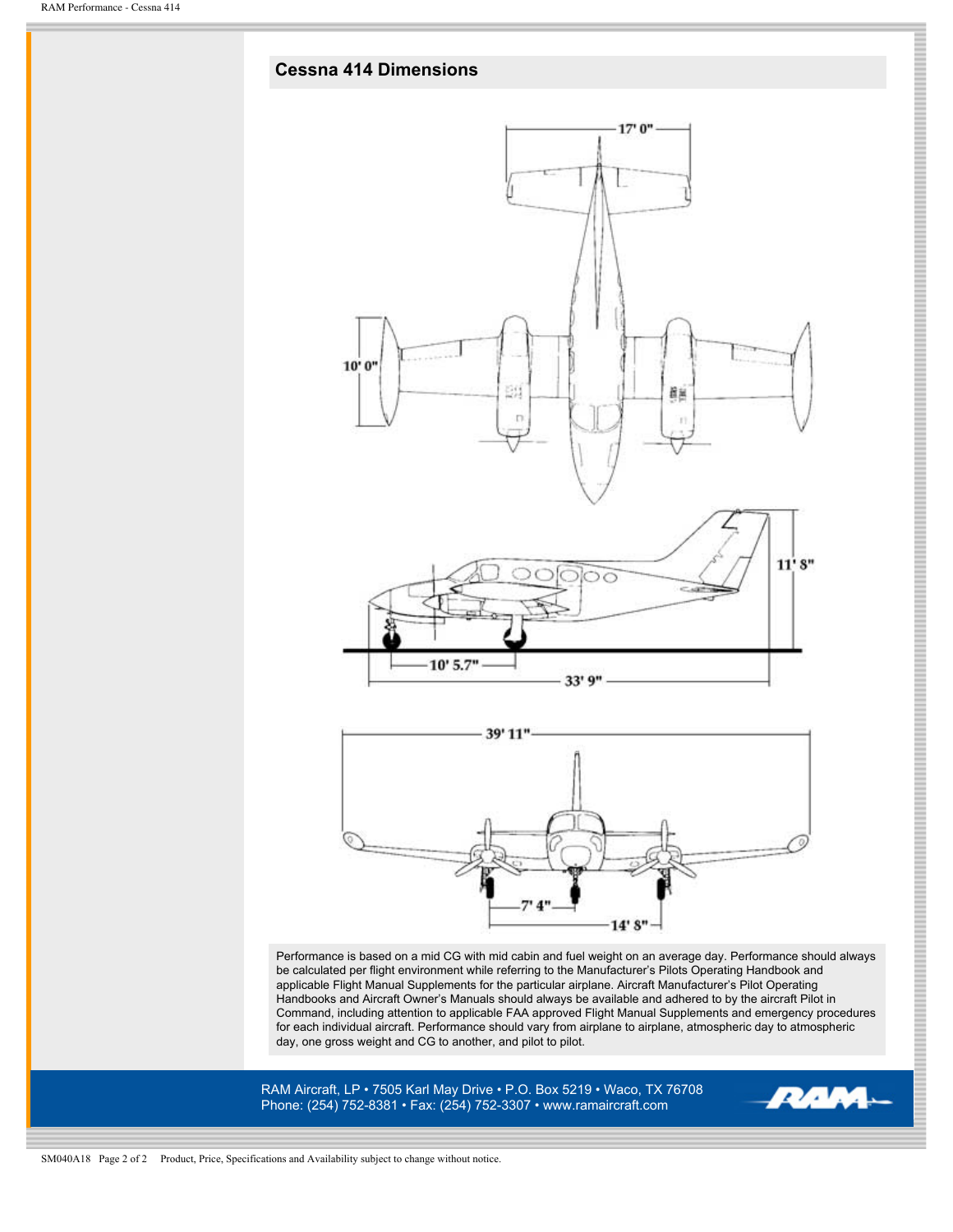## Cessna 414 Dimensions

17' 0"

10' 0"

11' 8"

10' 5.7"

33' 9"

39' 11"

7' 4"

14' 8"

Performance is based on a mid CG with mid cabin and fuel weight on an average day. Performance should always be calculated per flight environment while referring to the Manufacturer's Pilots Operating Handbook and applicable Flight Manual Supplements for the particular airplane. Aircraft Manufacturer's Pilot Operating Handbooks and Aircraft Owner's Manuals should always be available and adhered to by the aircraft Pilot in Command, including attention to applicable FAA approved Flight Manual Supplements and emergency procedures for each individual aircraft. Performance should vary from airplane to airplane, atmospheric day to atmospheric day, one gross weight and CG to another, and pilot to pilot.

RAM Aircraft, LP • 7505 Karl May Drive • P.O. Box 5219 • Waco, TX 76708
Phone: (254) 752-8381 • Fax: (254) 752-3307 • www.ramaircraft.com

Product, Price, Specifications and Availability subject to change without notice.